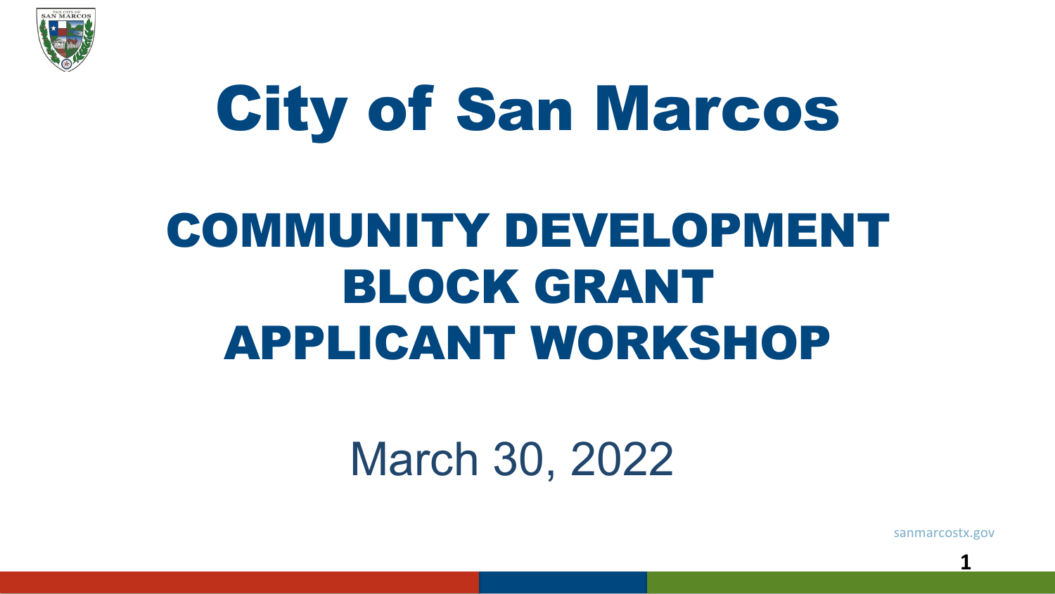# City of San Marcos

## COMMUNITY DEVELOPMENT BLOCK GRANT APPLICANT WORKSHOP

March 30, 2022

sanmarcostx.gov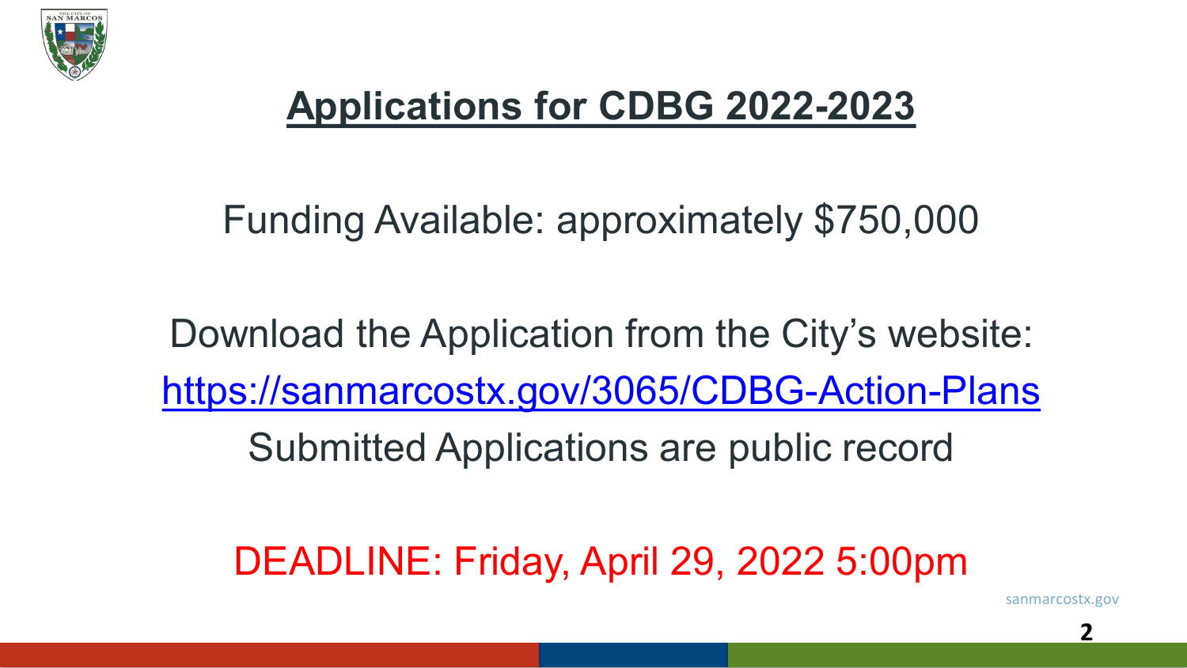# Applications for CDBG 2022-2023

Funding Available: approximately $750,000

Download the Application from the City's website:
https://sanmarcostx.gov/3065/CDBG-Action-Plans
Submitted Applications are public record

DEADLINE: Friday, April 29, 2022 5:00pm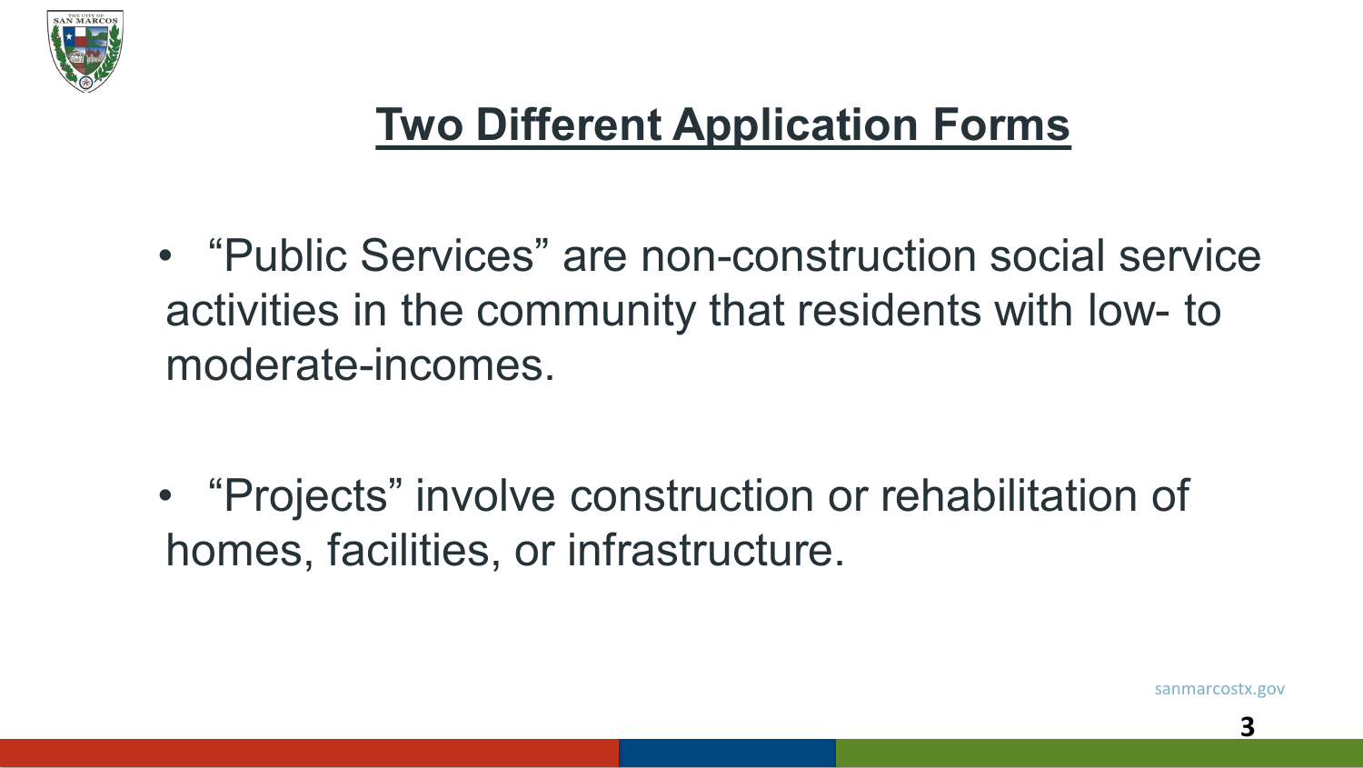# Two Different Application Forms

- "Public Services" are non-construction social service activities in the community that residents with low- to moderate-incomes.

- "Projects" involve construction or rehabilitation of homes, facilities, or infrastructure.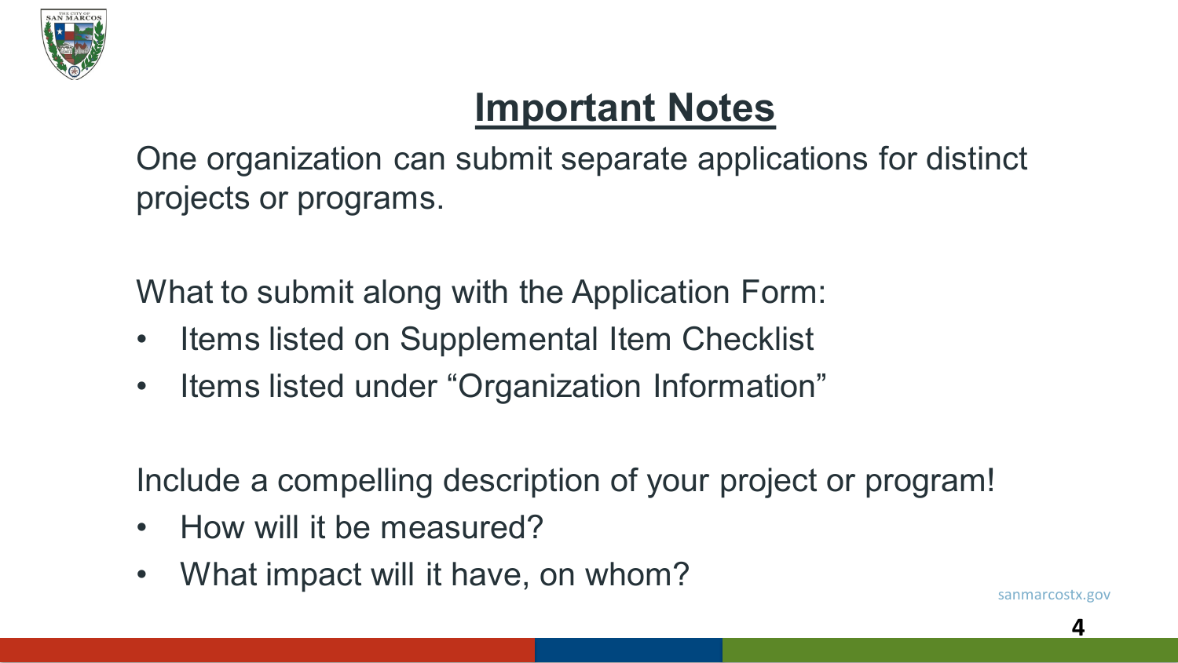# Important Notes

One organization can submit separate applications for distinct projects or programs.

What to submit along with the Application Form:

- Items listed on Supplemental Item Checklist
- Items listed under "Organization Information"

Include a compelling description of your project or program!

- How will it be measured?
- What impact will it have, on whom?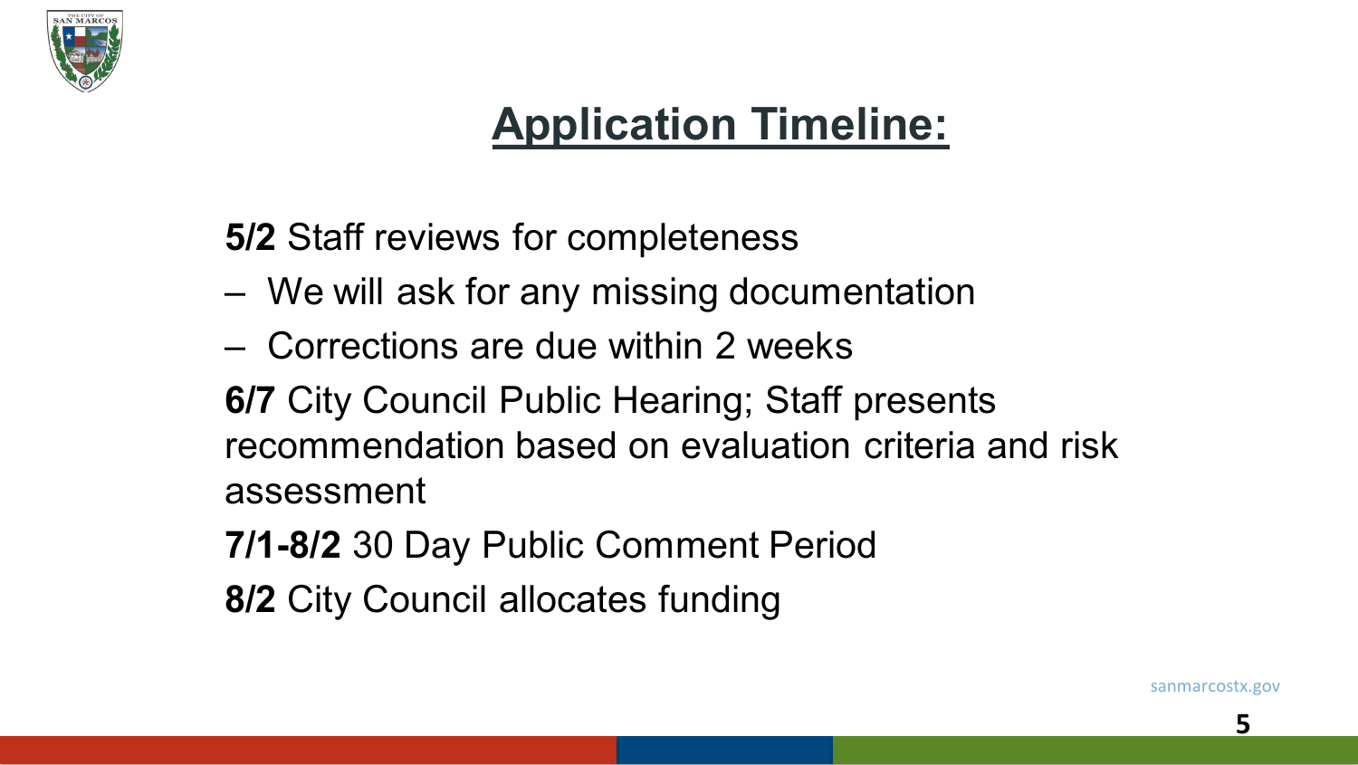# Application Timeline:

**5/2** Staff reviews for completeness

– We will ask for any missing documentation

– Corrections are due within 2 weeks

**6/7** City Council Public Hearing; Staff presents recommendation based on evaluation criteria and risk assessment

**7/1-8/2** 30 Day Public Comment Period

**8/2** City Council allocates funding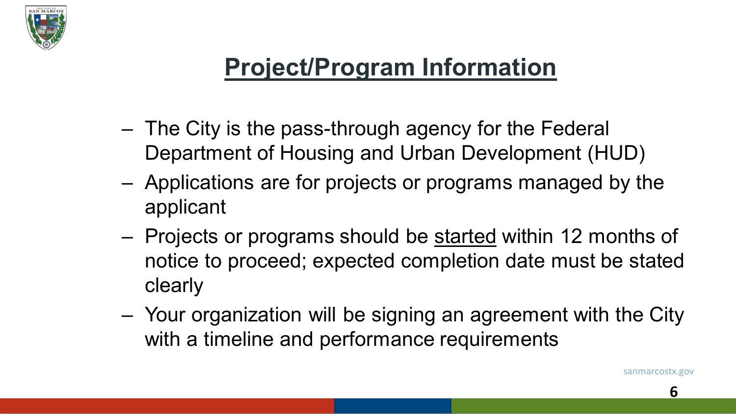## Project/Program Information

- The City is the pass-through agency for the Federal Department of Housing and Urban Development (HUD)
- Applications are for projects or programs managed by the applicant
- Projects or programs should be <u>started</u> within 12 months of notice to proceed; expected completion date must be stated clearly
- Your organization will be signing an agreement with the City with a timeline and performance requirements

sanmarcostx.gov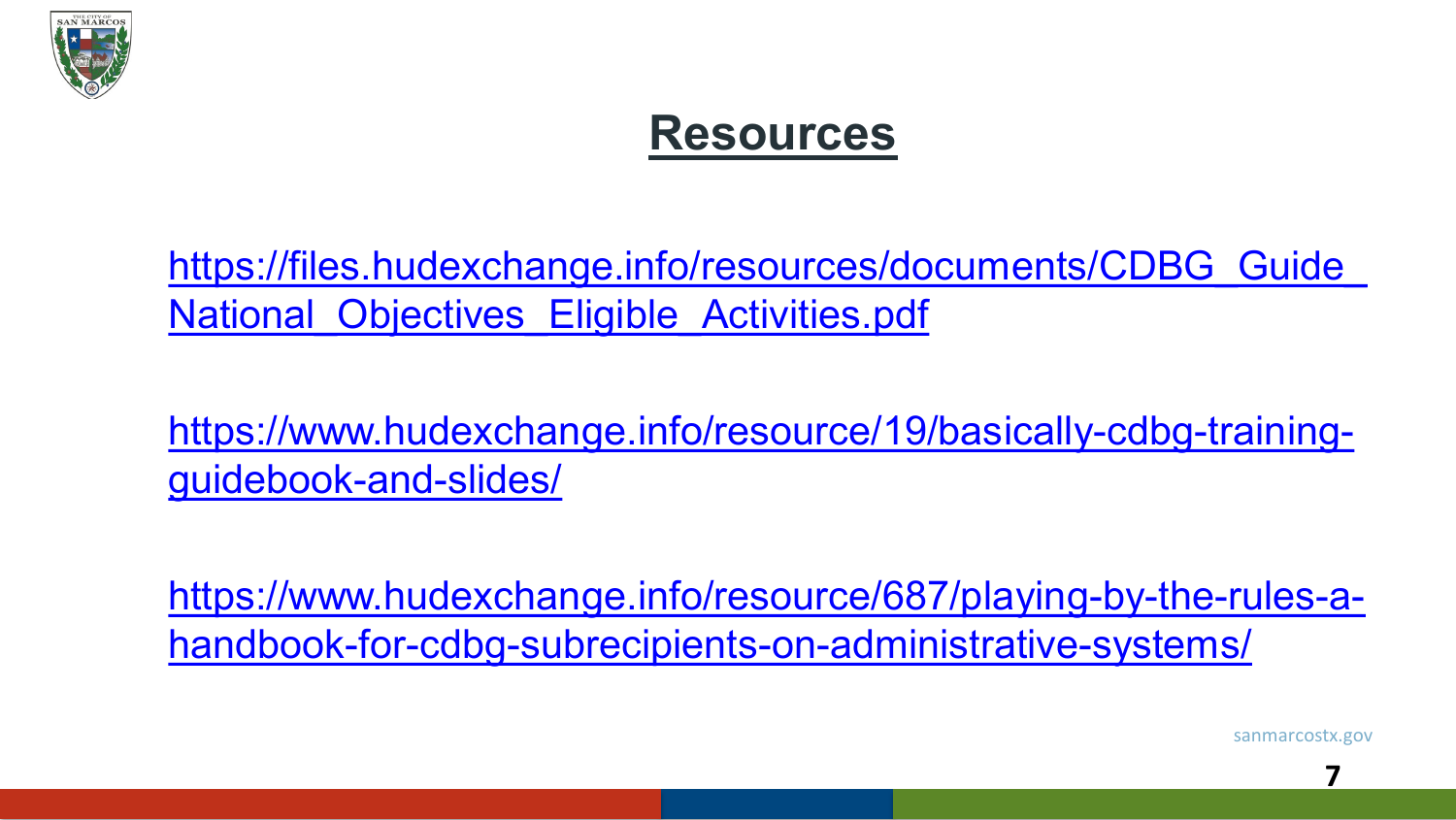# Resources

https://files.hudexchange.info/resources/documents/CDBG_Guide_National_Objectives_Eligible_Activities.pdf

https://www.hudexchange.info/resource/19/basically-cdbg-training-guidebook-and-slides/

https://www.hudexchange.info/resource/687/playing-by-the-rules-a-handbook-for-cdbg-subrecipients-on-administrative-systems/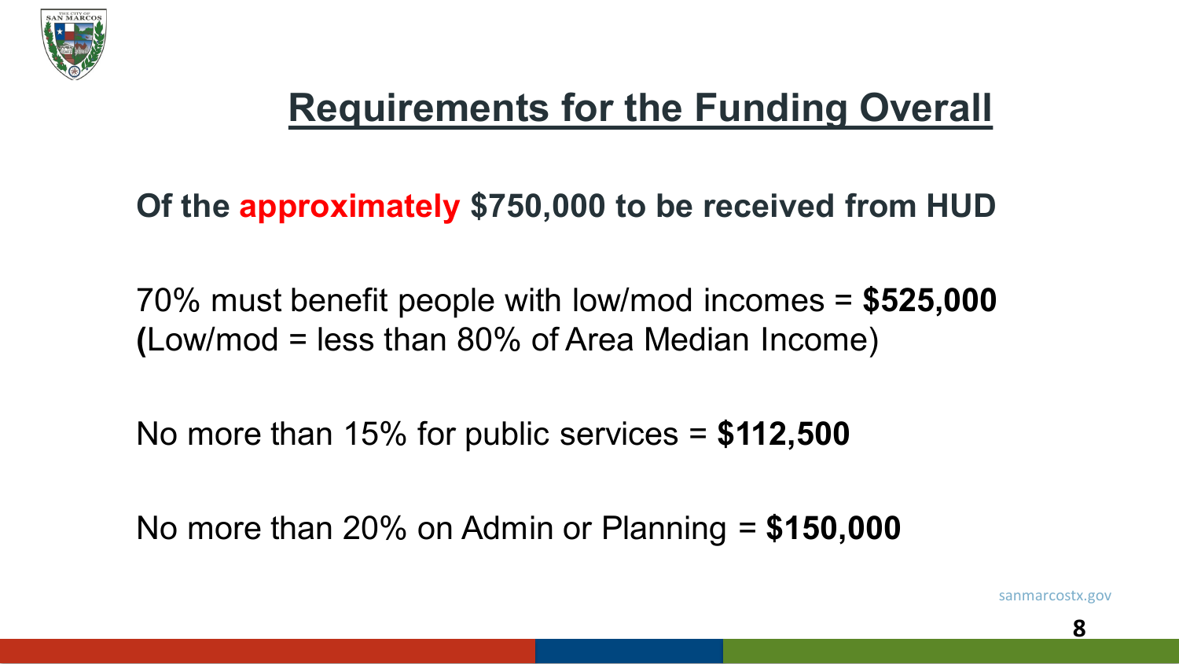# Requirements for the Funding Overall

**Of the approximately $750,000 to be received from HUD**

70% must benefit people with low/mod incomes = **$525,000**
**(**Low/mod = less than 80% of Area Median Income)

No more than 15% for public services = **$112,500**

No more than 20% on Admin or Planning = **$150,000**

sanmarcostx.gov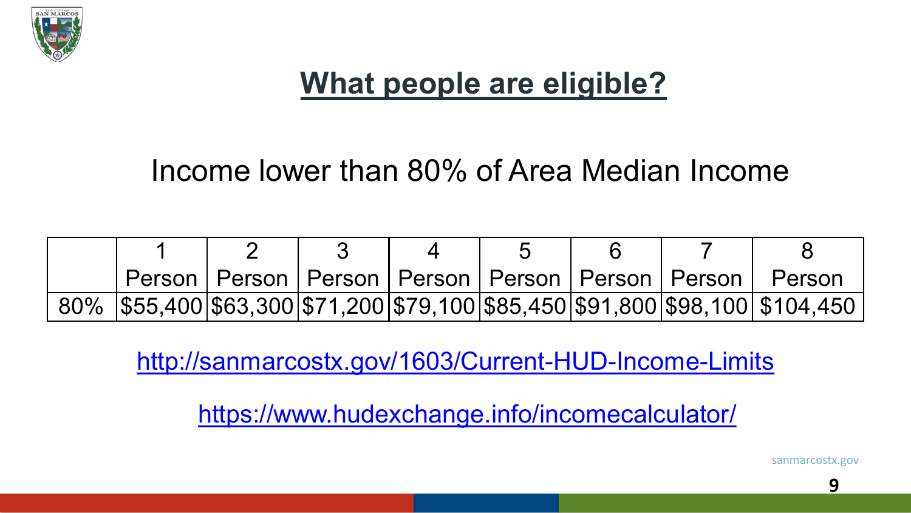# What people are eligible?

Income lower than 80% of Area Median Income

| | 1 Person | 2 Person | 3 Person | 4 Person | 5 Person | 6 Person | 7 Person | 8 Person |
|---|---|---|---|---|---|---|---|---|
| 80% | $55,400 | $63,300 | $71,200 | $79,100 | $85,450 | $91,800 | $98,100 | $104,450 |

http://sanmarcostx.gov/1603/Current-HUD-Income-Limits

https://www.hudexchange.info/incomecalculator/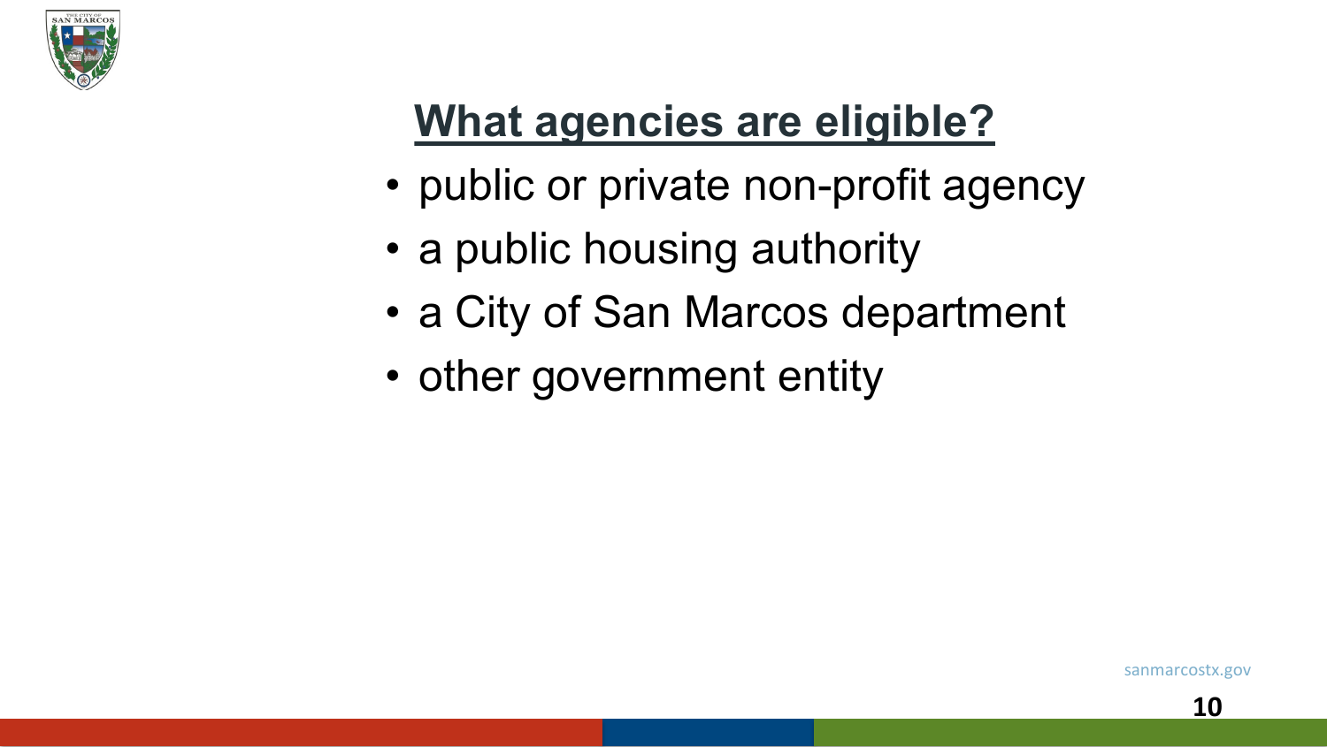## What agencies are eligible?

- public or private non-profit agency
- a public housing authority
- a City of San Marcos department
- other government entity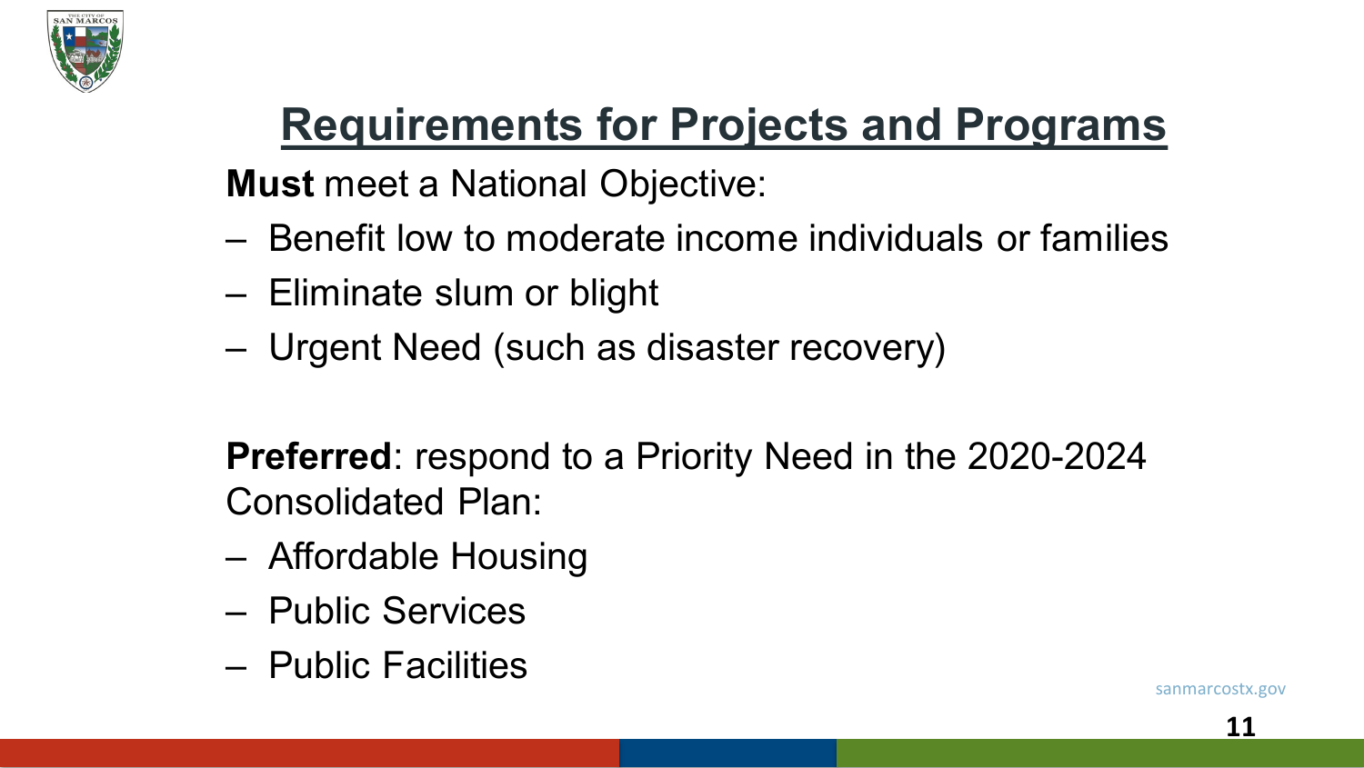# Requirements for Projects and Programs

**Must** meet a National Objective:

- Benefit low to moderate income individuals or families
- Eliminate slum or blight
- Urgent Need (such as disaster recovery)

**Preferred**: respond to a Priority Need in the 2020-2024 Consolidated Plan:

- Affordable Housing
- Public Services
- Public Facilities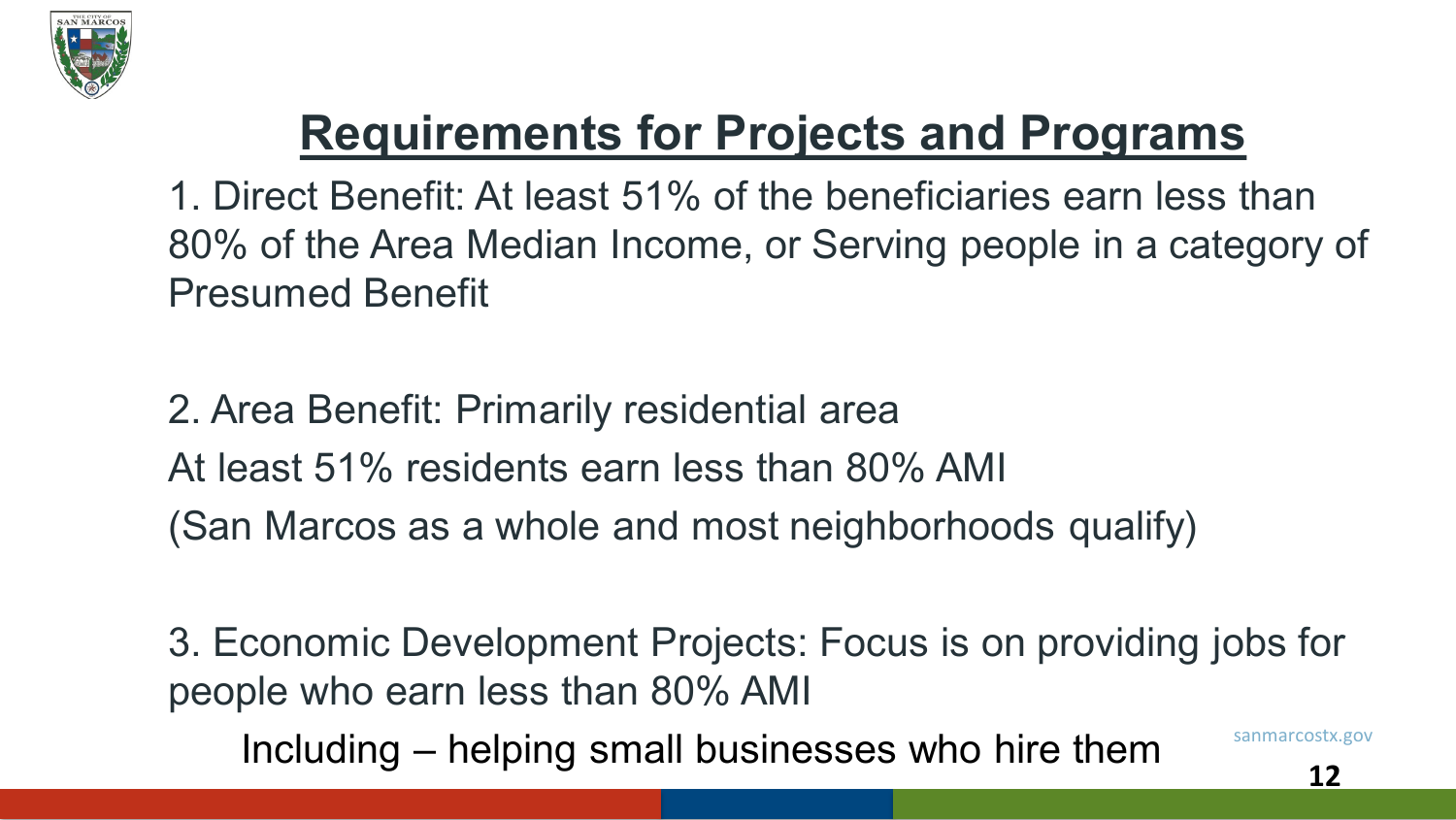# Requirements for Projects and Programs

1. Direct Benefit: At least 51% of the beneficiaries earn less than 80% of the Area Median Income, or Serving people in a category of Presumed Benefit

2. Area Benefit: Primarily residential area
At least 51% residents earn less than 80% AMI
(San Marcos as a whole and most neighborhoods qualify)

3. Economic Development Projects: Focus is on providing jobs for people who earn less than 80% AMI
    Including – helping small businesses who hire them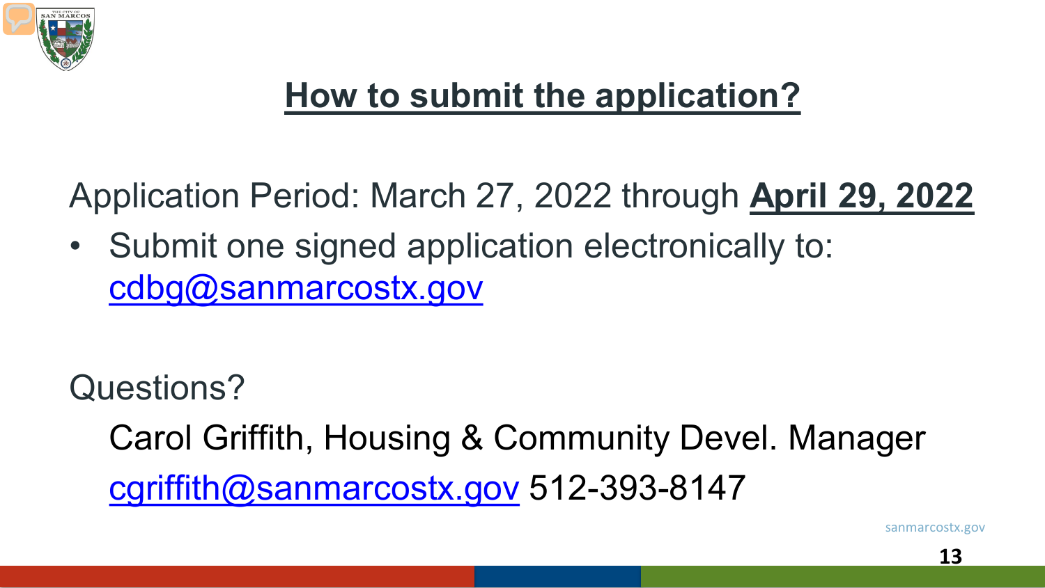## How to submit the application?

Application Period: March 27, 2022 through **April 29, 2022**

- Submit one signed application electronically to: cdbg@sanmarcostx.gov

Questions?

Carol Griffith, Housing & Community Devel. Manager

cgriffith@sanmarcostx.gov 512-393-8147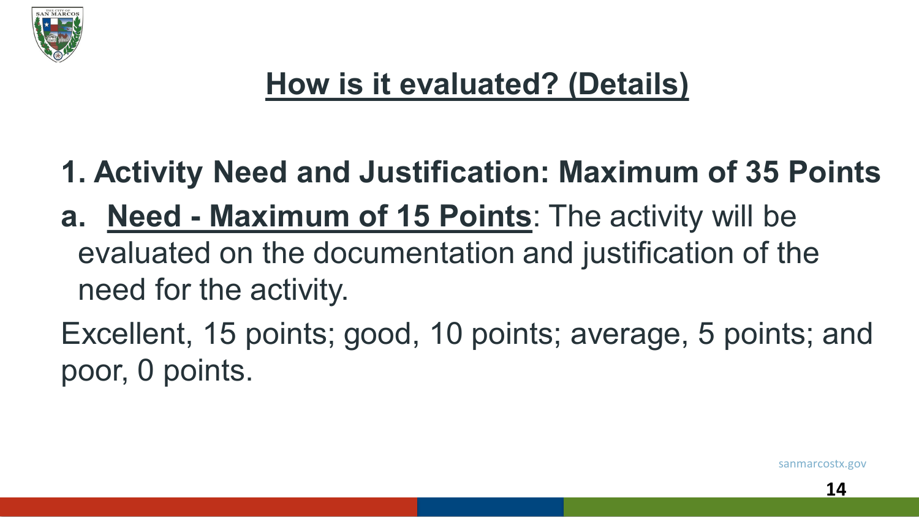# How is it evaluated? (Details)

**1. Activity Need and Justification: Maximum of 35 Points**

**a. Need - Maximum of 15 Points**: The activity will be evaluated on the documentation and justification of the need for the activity.

Excellent, 15 points; good, 10 points; average, 5 points; and poor, 0 points.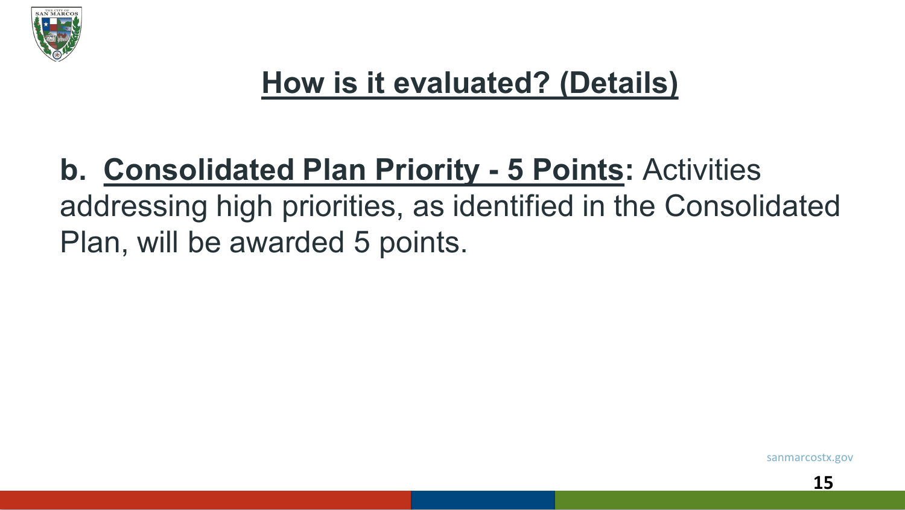# How is it evaluated? (Details)

**b. Consolidated Plan Priority - 5 Points:** Activities addressing high priorities, as identified in the Consolidated Plan, will be awarded 5 points.

sanmarcostx.gov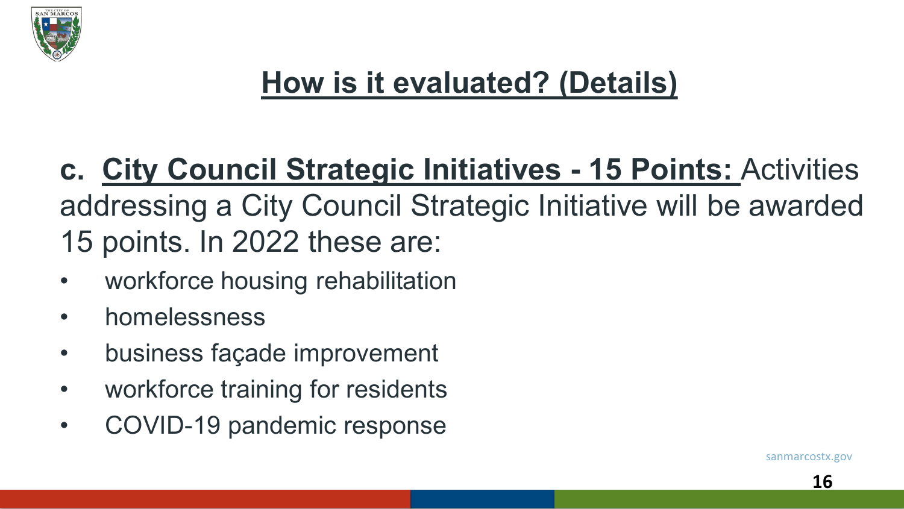# How is it evaluated? (Details)

**c. City Council Strategic Initiatives - 15 Points:** Activities addressing a City Council Strategic Initiative will be awarded 15 points. In 2022 these are:

- workforce housing rehabilitation
- homelessness
- business façade improvement
- workforce training for residents
- COVID-19 pandemic response

sanmarcostx.gov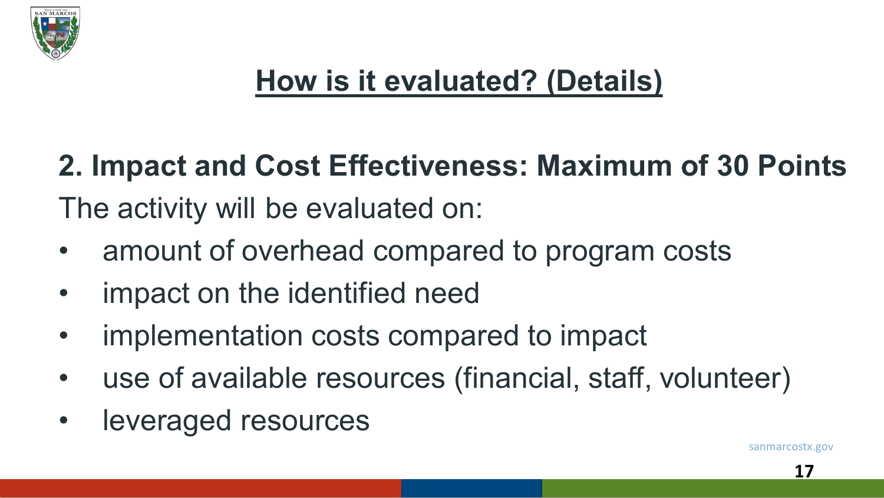# How is it evaluated? (Details)

**2. Impact and Cost Effectiveness: Maximum of 30 Points**

The activity will be evaluated on:

- amount of overhead compared to program costs
- impact on the identified need
- implementation costs compared to impact
- use of available resources (financial, staff, volunteer)
- leveraged resources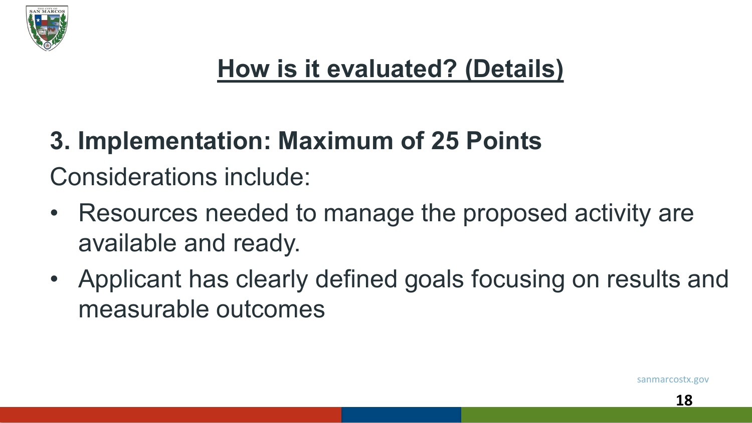# How is it evaluated? (Details)

## 3. Implementation: Maximum of 25 Points

Considerations include:

- Resources needed to manage the proposed activity are available and ready.
- Applicant has clearly defined goals focusing on results and measurable outcomes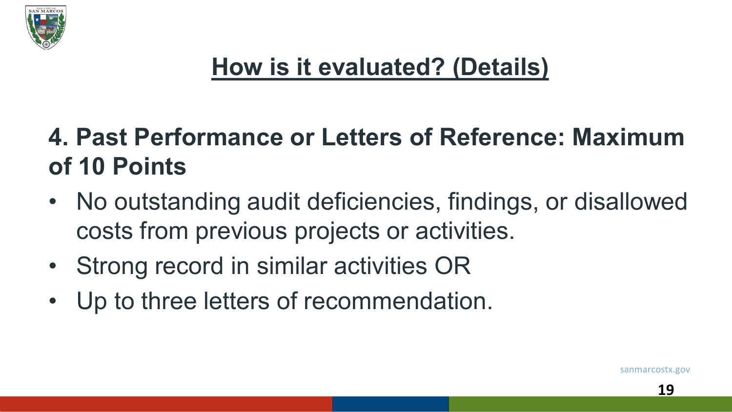# How is it evaluated? (Details)

## 4. Past Performance or Letters of Reference: Maximum of 10 Points

- No outstanding audit deficiencies, findings, or disallowed costs from previous projects or activities.
- Strong record in similar activities OR
- Up to three letters of recommendation.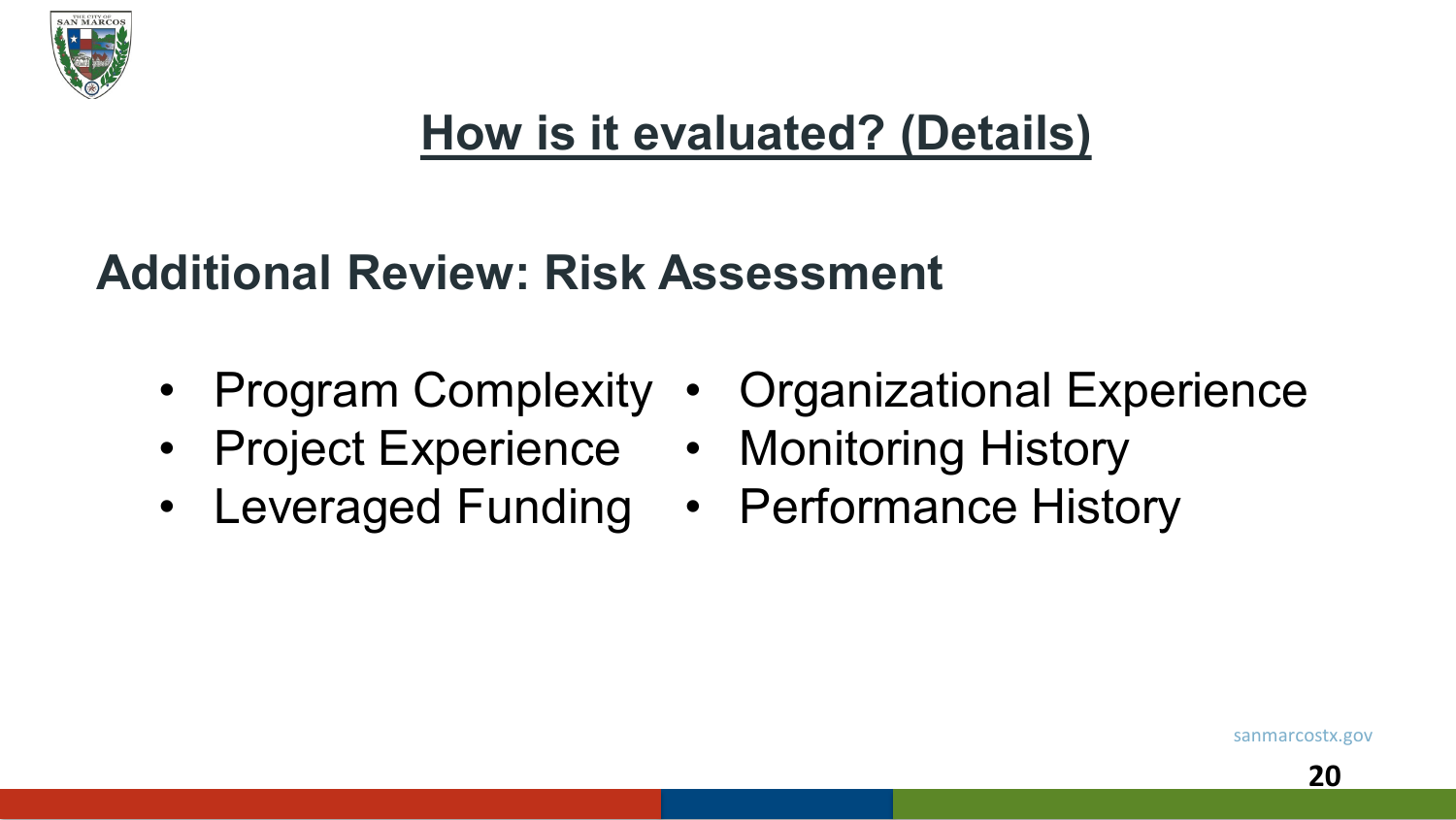# How is it evaluated? (Details)

## Additional Review: Risk Assessment

- Program Complexity
- Project Experience
- Leveraged Funding
- Organizational Experience
- Monitoring History
- Performance History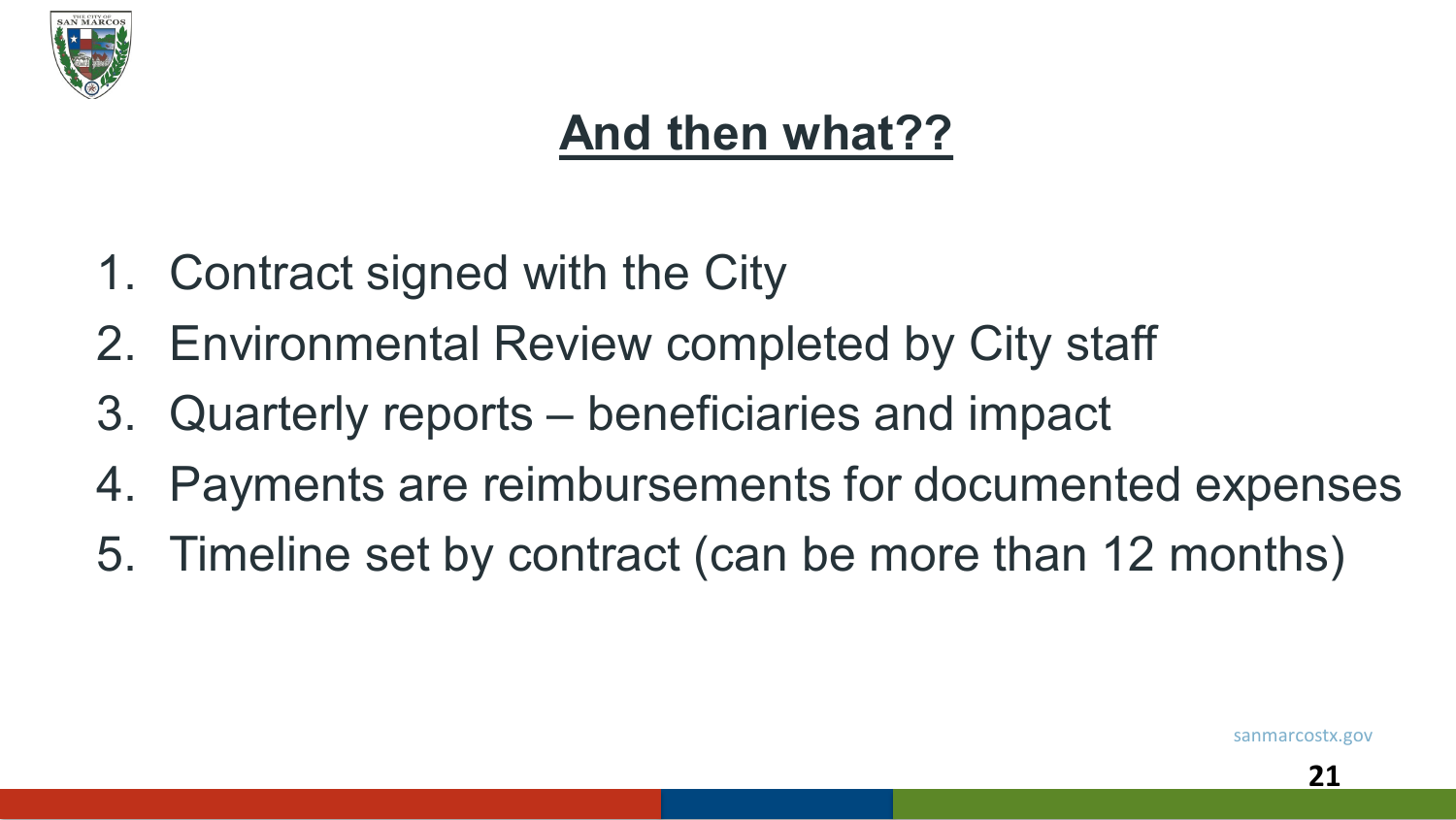# And then what??

1. Contract signed with the City
2. Environmental Review completed by City staff
3. Quarterly reports – beneficiaries and impact
4. Payments are reimbursements for documented expenses
5. Timeline set by contract (can be more than 12 months)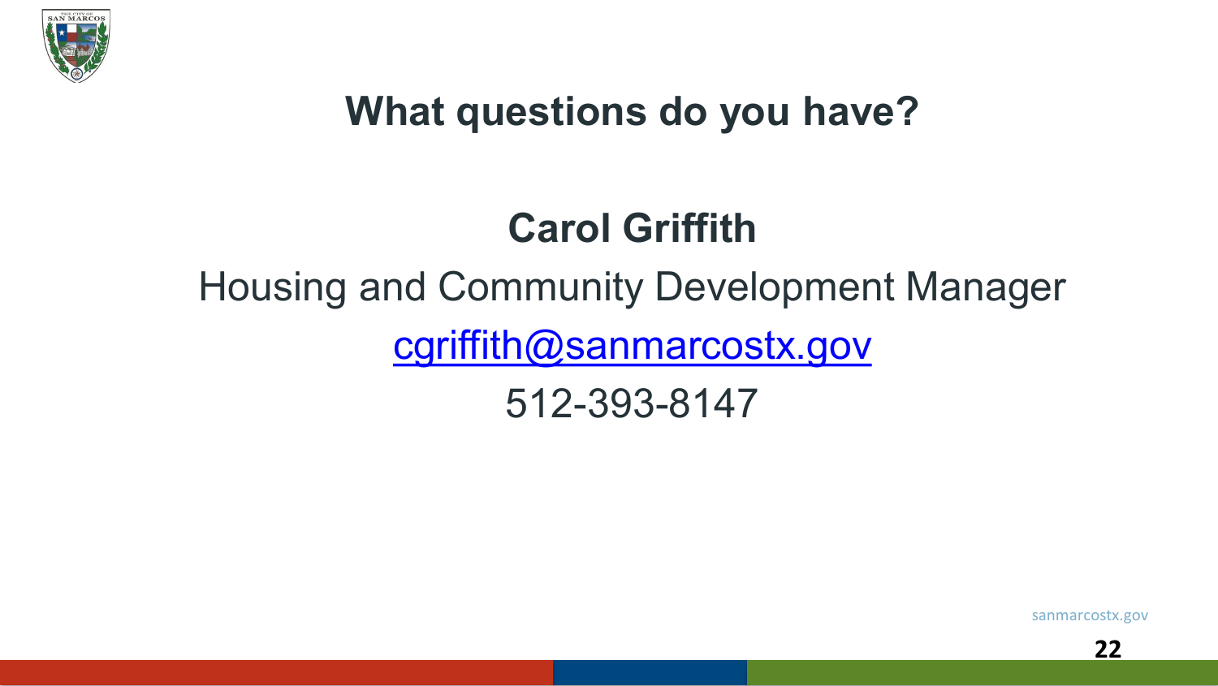# What questions do you have?

**Carol Griffith**

Housing and Community Development Manager

cgriffith@sanmarcostx.gov

512-393-8147